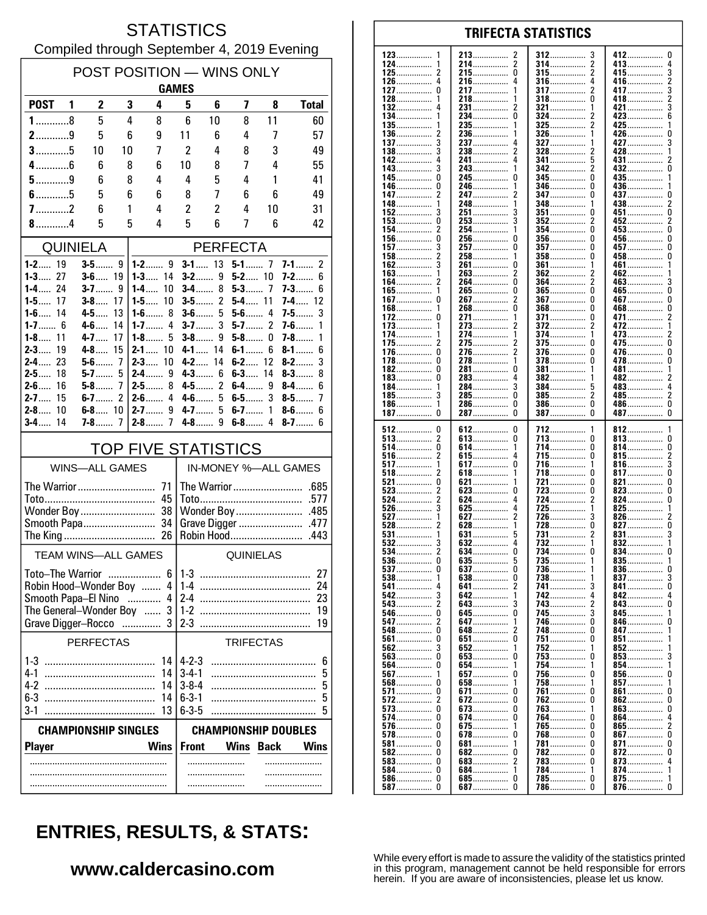# STATISTICS

Compiled through September 4, 2019 Evening

## POST POSITION — WINS ONLY

| POST | GAMES 1 | 2 | 3 | 4 | 5 | 6 | 7 | 8 | Total |
|---|---|---|---|---|---|---|---|---|---|
| 1 | 8 | 5 | 4 | 8 | 6 | 10 | 8 | 11 | 60 |
| 2 | 9 | 5 | 6 | 9 | 11 | 6 | 4 | 7 | 57 |
| 3 | 5 | 10 | 10 | 7 | 2 | 4 | 8 | 3 | 49 |
| 4 | 6 | 6 | 8 | 6 | 10 | 8 | 7 | 4 | 55 |
| 5 | 9 | 6 | 8 | 4 | 4 | 5 | 4 | 1 | 41 |
| 6 | 5 | 5 | 6 | 6 | 8 | 7 | 6 | 6 | 49 |
| 7 | 2 | 6 | 1 | 4 | 2 | 2 | 4 | 10 | 31 |
| 8 | 4 | 5 | 5 | 4 | 5 | 6 | 7 | 6 | 42 |

## QUINIELA

| | | | |
|---|---|---|---|
| 1-2 | 19 | 3-5 | 9 |
| 1-3 | 27 | 3-6 | 19 |
| 1-4 | 24 | 3-7 | 9 |
| 1-5 | 17 | 3-8 | 17 |
| 1-6 | 14 | 4-5 | 13 |
| 1-7 | 6 | 4-6 | 14 |
| 1-8 | 11 | 4-7 | 17 |
| 2-3 | 19 | 4-8 | 15 |
| 2-4 | 23 | 5-6 | 7 |
| 2-5 | 18 | 5-7 | 5 |
| 2-6 | 16 | 5-8 | 7 |
| 2-7 | 15 | 6-7 | 2 |
| 2-8 | 10 | 6-8 | 10 |
| 3-4 | 14 | 7-8 | 7 |

## PERFECTA

| | | | | | | | |
|---|---|---|---|---|---|---|---|
| 1-2 | 9 | 3-1 | 13 | 5-1 | 7 | 7-1 | 2 |
| 1-3 | 14 | 3-2 | 9 | 5-2 | 10 | 7-2 | 6 |
| 1-4 | 10 | 3-4 | 8 | 5-3 | 7 | 7-3 | 6 |
| 1-5 | 10 | 3-5 | 2 | 5-4 | 11 | 7-4 | 12 |
| 1-6 | 8 | 3-6 | 5 | 5-6 | 4 | 7-5 | 3 |
| 1-7 | 4 | 3-7 | 3 | 5-7 | 2 | 7-6 | 1 |
| 1-8 | 5 | 3-8 | 9 | 5-8 | 0 | 7-8 | 1 |
| 2-1 | 10 | 4-1 | 14 | 6-1 | 6 | 8-1 | 6 |
| 2-3 | 10 | 4-2 | 14 | 6-2 | 12 | 8-2 | 3 |
| 2-4 | 9 | 4-3 | 6 | 6-3 | 14 | 8-3 | 8 |
| 2-5 | 8 | 4-5 | 2 | 6-4 | 9 | 8-4 | 6 |
| 2-6 | 4 | 4-6 | 5 | 6-5 | 3 | 8-5 | 7 |
| 2-7 | 9 | 4-7 | 5 | 6-7 | 1 | 8-6 | 6 |
| 2-8 | 7 | 4-8 | 9 | 6-8 | 4 | 8-7 | 6 |

## TOP FIVE STATISTICS

| WINS—ALL GAMES | | IN-MONEY %—ALL GAMES | |
|---|---|---|---|
| The Warrior | 71 | The Warrior | .685 |
| Toto | 45 | Toto | .577 |
| Wonder Boy | 38 | Wonder Boy | .485 |
| Smooth Papa | 34 | Grave Digger | .477 |
| The King | 26 | Robin Hood | .443 |

| TEAM WINS—ALL GAMES | | QUINIELAS | |
|---|---|---|---|
| Toto–The Warrior | 6 | 1-3 | 27 |
| Robin Hood–Wonder Boy | 4 | 1-4 | 24 |
| Smooth Papa–El Nino | 4 | 2-4 | 23 |
| The General–Wonder Boy | 3 | 1-2 | 19 |
| Grave Digger–Rocco | 3 | 2-3 | 19 |

| PERFECTAS | | TRIFECTAS | |
|---|---|---|---|
| 1-3 | 14 | 4-2-3 | 6 |
| 4-1 | 14 | 3-4-1 | 5 |
| 4-2 | 14 | 3-8-4 | 5 |
| 6-3 | 14 | 6-3-1 | 5 |
| 3-1 | 13 | 6-3-5 | 5 |

### CHAMPIONSHIP SINGLES

| Player | Wins |
|---|---|
| | |
| | |
| | |

### CHAMPIONSHIP DOUBLES

| Front | Wins | Back | Wins |
|---|---|---|---|
| | | | |
| | | | |
| | | | |

## TRIFECTA STATISTICS

| | | | | | | | |
|---|---|---|---|---|---|---|---|
| 123 | 1 | 213 | 2 | 312 | 3 | 412 | 0 |
| 124 | 1 | 214 | 2 | 314 | 2 | 413 | 4 |
| 125 | 2 | 215 | 0 | 315 | 2 | 415 | 3 |
| 126 | 4 | 216 | 4 | 316 | 4 | 416 | 2 |
| 127 | 0 | 217 | 1 | 317 | 2 | 417 | 3 |
| 128 | 1 | 218 | 1 | 318 | 0 | 418 | 2 |
| 132 | 4 | 231 | 2 | 321 | 1 | 421 | 3 |
| 134 | 1 | 234 | 0 | 324 | 2 | 423 | 6 |
| 135 | 1 | 235 | 1 | 325 | 2 | 425 | 1 |
| 136 | 2 | 236 | 1 | 326 | 1 | 426 | 0 |
| 137 | 3 | 237 | 4 | 327 | 1 | 427 | 3 |
| 138 | 3 | 238 | 2 | 328 | 2 | 428 | 1 |
| 142 | 4 | 241 | 4 | 341 | 5 | 431 | 2 |
| 143 | 3 | 243 | 1 | 342 | 2 | 432 | 0 |
| 145 | 0 | 245 | 0 | 345 | 0 | 435 | 1 |
| 146 | 0 | 246 | 1 | 346 | 0 | 436 | 1 |
| 147 | 2 | 247 | 2 | 347 | 0 | 437 | 0 |
| 148 | 1 | 248 | 1 | 348 | 1 | 438 | 2 |
| 152 | 3 | 251 | 3 | 351 | 0 | 451 | 0 |
| 153 | 0 | 253 | 3 | 352 | 2 | 452 | 2 |
| 154 | 2 | 254 | 1 | 354 | 0 | 453 | 0 |
| 156 | 0 | 256 | 0 | 356 | 0 | 456 | 0 |
| 157 | 3 | 257 | 0 | 357 | 0 | 457 | 0 |
| 158 | 2 | 258 | 1 | 358 | 0 | 458 | 0 |
| 162 | 3 | 261 | 0 | 361 | 1 | 461 | 1 |
| 163 | 1 | 263 | 2 | 362 | 2 | 462 | 1 |
| 164 | 2 | 264 | 0 | 364 | 2 | 463 | 3 |
| 165 | 1 | 265 | 0 | 365 | 0 | 465 | 0 |
| 167 | 0 | 267 | 2 | 367 | 0 | 467 | 0 |
| 168 | 1 | 268 | 0 | 368 | 0 | 468 | 0 |
| 172 | 0 | 271 | 1 | 371 | 0 | 471 | 2 |
| 173 | 1 | 273 | 2 | 372 | 2 | 472 | 1 |
| 174 | 1 | 274 | 1 | 374 | 1 | 473 | 2 |
| 175 | 2 | 275 | 2 | 375 | 0 | 475 | 0 |
| 176 | 0 | 276 | 2 | 376 | 0 | 476 | 0 |
| 178 | 0 | 278 | 1 | 378 | 0 | 478 | 0 |
| 182 | 0 | 281 | 0 | 381 | 1 | 481 | 1 |
| 183 | 0 | 283 | 4 | 382 | 1 | 482 | 2 |
| 184 | 1 | 284 | 3 | 384 | 5 | 483 | 4 |
| 185 | 3 | 285 | 0 | 385 | 2 | 485 | 2 |
| 186 | 1 | 286 | 0 | 386 | 0 | 486 | 0 |
| 187 | 0 | 287 | 0 | 387 | 0 | 487 | 0 |
| 512 | 0 | 612 | 0 | 712 | 1 | 812 | 1 |
| 513 | 2 | 613 | 0 | 713 | 0 | 813 | 0 |
| 514 | 0 | 614 | 1 | 714 | 0 | 814 | 0 |
| 516 | 2 | 615 | 4 | 715 | 0 | 815 | 2 |
| 517 | 1 | 617 | 0 | 716 | 1 | 816 | 3 |
| 518 | 2 | 618 | 1 | 718 | 0 | 817 | 0 |
| 521 | 0 | 621 | 1 | 721 | 0 | 821 | 0 |
| 523 | 2 | 623 | 0 | 723 | 0 | 823 | 0 |
| 524 | 2 | 624 | 4 | 724 | 2 | 824 | 0 |
| 526 | 3 | 625 | 4 | 725 | 1 | 825 | 1 |
| 527 | 1 | 627 | 2 | 726 | 3 | 826 | 2 |
| 528 | 2 | 628 | 1 | 728 | 0 | 827 | 0 |
| 531 | 1 | 631 | 5 | 731 | 2 | 831 | 3 |
| 532 | 3 | 632 | 4 | 732 | 1 | 832 | 1 |
| 534 | 2 | 634 | 0 | 734 | 0 | 834 | 0 |
| 536 | 0 | 635 | 5 | 735 | 1 | 835 | 1 |
| 537 | 0 | 637 | 0 | 736 | 1 | 836 | 0 |
| 538 | 1 | 638 | 0 | 738 | 1 | 837 | 3 |
| 541 | 4 | 641 | 2 | 741 | 3 | 841 | 0 |
| 542 | 3 | 642 | 1 | 742 | 4 | 842 | 4 |
| 543 | 2 | 643 | 3 | 743 | 2 | 843 | 0 |
| 546 | 0 | 645 | 0 | 745 | 3 | 845 | 1 |
| 547 | 2 | 647 | 1 | 746 | 0 | 846 | 0 |
| 548 | 0 | 648 | 2 | 748 | 0 | 847 | 1 |
| 561 | 0 | 651 | 0 | 751 | 0 | 851 | 1 |
| 562 | 3 | 652 | 1 | 752 | 1 | 852 | 1 |
| 563 | 0 | 653 | 0 | 753 | 0 | 853 | 3 |
| 564 | 0 | 654 | 1 | 754 | 1 | 854 | 1 |
| 567 | 1 | 657 | 0 | 756 | 0 | 856 | 0 |
| 568 | 0 | 658 | 1 | 758 | 1 | 857 | 1 |
| 571 | 0 | 671 | 0 | 761 | 0 | 861 | 0 |
| 572 | 2 | 672 | 0 | 762 | 0 | 862 | 0 |
| 573 | 0 | 673 | 0 | 763 | 1 | 863 | 0 |
| 574 | 0 | 674 | 0 | 764 | 0 | 864 | 4 |
| 576 | 0 | 675 | 1 | 765 | 0 | 865 | 2 |
| 578 | 0 | 678 | 0 | 768 | 0 | 867 | 0 |
| 581 | 0 | 681 | 1 | 781 | 0 | 871 | 0 |
| 582 | 0 | 682 | 0 | 782 | 0 | 872 | 0 |
| 583 | 0 | 683 | 2 | 783 | 0 | 873 | 4 |
| 584 | 0 | 684 | 1 | 784 | 1 | 874 | 1 |
| 586 | 0 | 685 | 0 | 785 | 0 | 875 | 1 |
| 587 | 0 | 687 | 0 | 786 | 0 | 876 | 0 |

## ENTRIES, RESULTS, & STATS:

**www.caldercasino.com**

While every effort is made to assure the validity of the statistics printed in this program, management cannot be held responsible for errors herein. If you are aware of inconsistencies, please let us know.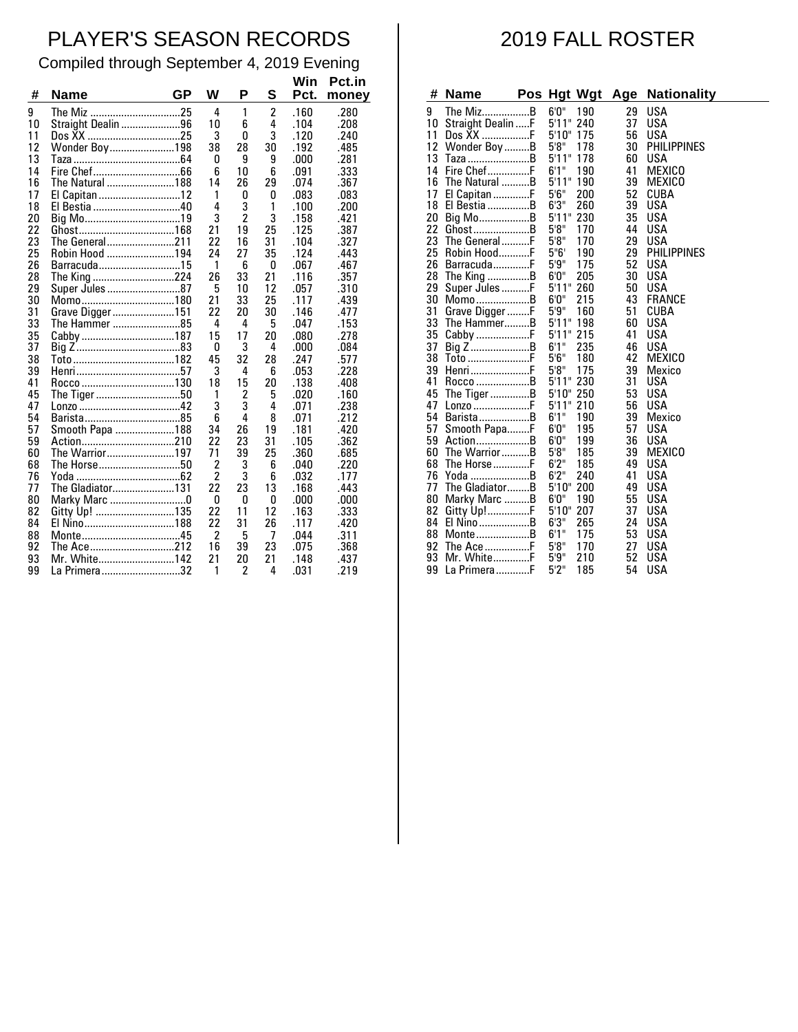# PLAYER'S SEASON RECORDS

Compiled through September 4, 2019 Evening

| # | Name | GP | W | P | S | Win Pct. | Pct.in money |
|---|---|---|---|---|---|---|---|
| 9 | The Miz | 25 | 4 | 1 | 2 | .160 | .280 |
| 10 | Straight Dealin | 96 | 10 | 6 | 4 | .104 | .208 |
| 11 | Dos XX | 25 | 3 | 0 | 3 | .120 | .240 |
| 12 | Wonder Boy | 198 | 38 | 28 | 30 | .192 | .485 |
| 13 | Taza | 64 | 0 | 9 | 9 | .000 | .281 |
| 14 | Fire Chef | 66 | 6 | 10 | 6 | .091 | .333 |
| 16 | The Natural | 188 | 14 | 26 | 29 | .074 | .367 |
| 17 | El Capitan | 12 | 1 | 0 | 0 | .083 | .083 |
| 18 | El Bestia | 40 | 4 | 3 | 1 | .100 | .200 |
| 20 | Big Mo | 19 | 3 | 2 | 3 | .158 | .421 |
| 22 | Ghost | 168 | 21 | 19 | 25 | .125 | .387 |
| 23 | The General | 211 | 22 | 16 | 31 | .104 | .327 |
| 25 | Robin Hood | 194 | 24 | 27 | 35 | .124 | .443 |
| 26 | Barracuda | 15 | 1 | 6 | 0 | .067 | .467 |
| 28 | The King | 224 | 26 | 33 | 21 | .116 | .357 |
| 29 | Super Jules | 87 | 5 | 10 | 12 | .057 | .310 |
| 30 | Momo | 180 | 21 | 33 | 25 | .117 | .439 |
| 31 | Grave Digger | 151 | 22 | 20 | 30 | .146 | .477 |
| 33 | The Hammer | 85 | 4 | 4 | 5 | .047 | .153 |
| 35 | Cabby | 187 | 15 | 17 | 20 | .080 | .278 |
| 37 | Big Z | 83 | 0 | 3 | 4 | .000 | .084 |
| 38 | Toto | 182 | 45 | 32 | 28 | .247 | .577 |
| 39 | Henri | 57 | 3 | 4 | 6 | .053 | .228 |
| 41 | Rocco | 130 | 18 | 15 | 20 | .138 | .408 |
| 45 | The Tiger | 50 | 1 | 2 | 5 | .020 | .160 |
| 47 | Lonzo | 42 | 3 | 3 | 4 | .071 | .238 |
| 54 | Barista | 85 | 6 | 4 | 8 | .071 | .212 |
| 57 | Smooth Papa | 188 | 34 | 26 | 19 | .181 | .420 |
| 59 | Action | 210 | 22 | 23 | 31 | .105 | .362 |
| 60 | The Warrior | 197 | 71 | 39 | 25 | .360 | .685 |
| 68 | The Horse | 50 | 2 | 3 | 6 | .040 | .220 |
| 76 | Yoda | 62 | 2 | 3 | 6 | .032 | .177 |
| 77 | The Gladiator | 131 | 22 | 23 | 13 | .168 | .443 |
| 80 | Marky Marc | 0 | 0 | 0 | 0 | .000 | .000 |
| 82 | Gitty Up! | 135 | 22 | 11 | 12 | .163 | .333 |
| 84 | El Nino | 188 | 22 | 31 | 26 | .117 | .420 |
| 88 | Monte | 45 | 2 | 5 | 7 | .044 | .311 |
| 92 | The Ace | 212 | 16 | 39 | 23 | .075 | .368 |
| 93 | Mr. White | 142 | 21 | 20 | 21 | .148 | .437 |
| 99 | La Primera | 32 | 1 | 2 | 4 | .031 | .219 |

# 2019 FALL ROSTER

| # | Name | Pos | Hgt | Wgt | Age | Nationality |
|---|---|---|---|---|---|---|
| 9 | The Miz | B | 6'0" | 190 | 29 | USA |
| 10 | Straight Dealin | F | 5'11" | 240 | 37 | USA |
| 11 | Dos XX | F | 5'10" | 175 | 56 | USA |
| 12 | Wonder Boy | B | 5'8" | 178 | 30 | PHILIPPINES |
| 13 | Taza | B | 5'11" | 178 | 60 | USA |
| 14 | Fire Chef | F | 6'1" | 190 | 41 | MEXICO |
| 16 | The Natural | B | 5'11" | 190 | 39 | MEXICO |
| 17 | El Capitan | F | 5'6" | 200 | 52 | CUBA |
| 18 | El Bestia | B | 6'3" | 260 | 39 | USA |
| 20 | Big Mo | B | 5'11" | 230 | 35 | USA |
| 22 | Ghost | B | 5'8" | 170 | 44 | USA |
| 23 | The General | F | 5'8" | 170 | 29 | USA |
| 25 | Robin Hood | F | 5"6' | 190 | 29 | PHILIPPINES |
| 26 | Barracuda | F | 5'9" | 175 | 52 | USA |
| 28 | The King | B | 6'0" | 205 | 30 | USA |
| 29 | Super Jules | F | 5'11" | 260 | 50 | USA |
| 30 | Momo | B | 6'0" | 215 | 43 | FRANCE |
| 31 | Grave Digger | F | 5'9" | 160 | 51 | CUBA |
| 33 | The Hammer | B | 5'11" | 198 | 60 | USA |
| 35 | Cabby | F | 5'11" | 215 | 41 | USA |
| 37 | Big Z | B | 6'1" | 235 | 46 | USA |
| 38 | Toto | F | 5'6" | 180 | 42 | MEXICO |
| 39 | Henri | F | 5'8" | 175 | 39 | Mexico |
| 41 | Rocco | B | 5'11" | 230 | 31 | USA |
| 45 | The Tiger | B | 5'10" | 250 | 53 | USA |
| 47 | Lonzo | F | 5'11" | 210 | 56 | USA |
| 54 | Barista | B | 6'1" | 190 | 39 | Mexico |
| 57 | Smooth Papa | F | 6'0" | 195 | 57 | USA |
| 59 | Action | B | 6'0" | 199 | 36 | USA |
| 60 | The Warrior | B | 5'8" | 185 | 39 | MEXICO |
| 68 | The Horse | F | 6'2" | 185 | 49 | USA |
| 76 | Yoda | B | 6'2" | 240 | 41 | USA |
| 77 | The Gladiator | B | 5'10" | 200 | 49 | USA |
| 80 | Marky Marc | B | 6'0" | 190 | 55 | USA |
| 82 | Gitty Up! | F | 5'10" | 207 | 37 | USA |
| 84 | El Nino | B | 6'3" | 265 | 24 | USA |
| 88 | Monte | B | 6'1" | 175 | 53 | USA |
| 92 | The Ace | F | 5'8" | 170 | 27 | USA |
| 93 | Mr. White | F | 5'9" | 210 | 52 | USA |
| 99 | La Primera | F | 5'2" | 185 | 54 | USA |